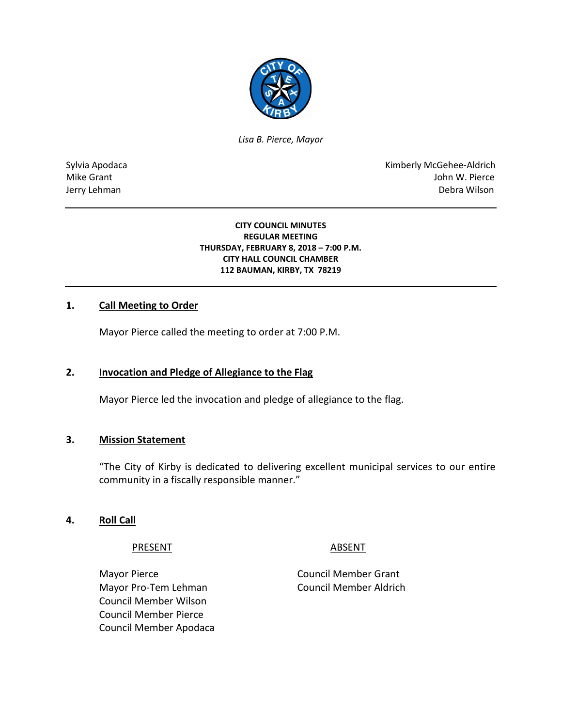*Lisa B. Pierce, Mayor*

| | |
|---|---|
| Sylvia Apodaca | Kimberly McGehee-Aldrich |
| Mike Grant | John W. Pierce |
| Jerry Lehman | Debra Wilson |

**CITY COUNCIL MINUTES**
**REGULAR MEETING**
**THURSDAY, FEBRUARY 8, 2018 – 7:00 P.M.**
**CITY HALL COUNCIL CHAMBER**
**112 BAUMAN, KIRBY, TX 78219**

## 1. Call Meeting to Order

Mayor Pierce called the meeting to order at 7:00 P.M.

## 2. Invocation and Pledge of Allegiance to the Flag

Mayor Pierce led the invocation and pledge of allegiance to the flag.

## 3. Mission Statement

"The City of Kirby is dedicated to delivering excellent municipal services to our entire community in a fiscally responsible manner."

## 4. Roll Call

| PRESENT | ABSENT |
|---|---|
| Mayor Pierce | Council Member Grant |
| Mayor Pro-Tem Lehman | Council Member Aldrich |
| Council Member Wilson | |
| Council Member Pierce | |
| Council Member Apodaca | |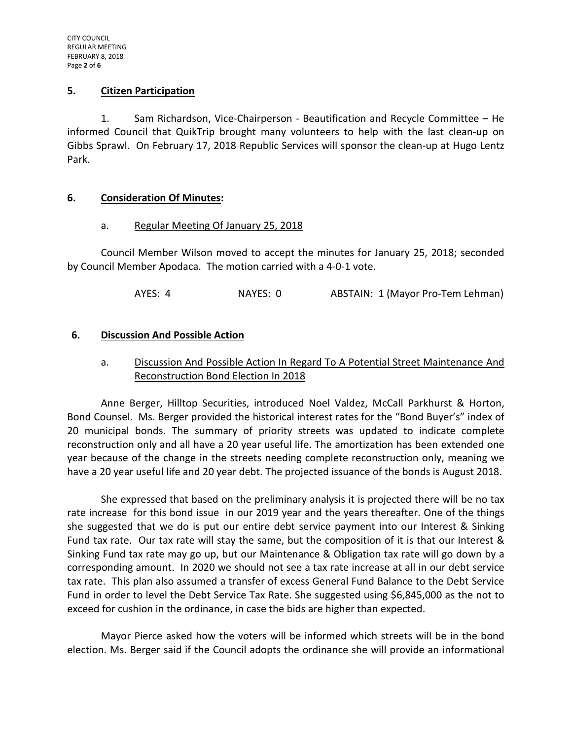## 5. Citizen Participation

1. Sam Richardson, Vice-Chairperson - Beautification and Recycle Committee – He informed Council that QuikTrip brought many volunteers to help with the last clean-up on Gibbs Sprawl. On February 17, 2018 Republic Services will sponsor the clean-up at Hugo Lentz Park.

## 6. Consideration Of Minutes:

a. Regular Meeting Of January 25, 2018

Council Member Wilson moved to accept the minutes for January 25, 2018; seconded by Council Member Apodaca. The motion carried with a 4-0-1 vote.

AYES: 4 NAYES: 0 ABSTAIN: 1 (Mayor Pro-Tem Lehman)

## 6. Discussion And Possible Action

a. Discussion And Possible Action In Regard To A Potential Street Maintenance And Reconstruction Bond Election In 2018

Anne Berger, Hilltop Securities, introduced Noel Valdez, McCall Parkhurst & Horton, Bond Counsel. Ms. Berger provided the historical interest rates for the "Bond Buyer's" index of 20 municipal bonds. The summary of priority streets was updated to indicate complete reconstruction only and all have a 20 year useful life. The amortization has been extended one year because of the change in the streets needing complete reconstruction only, meaning we have a 20 year useful life and 20 year debt. The projected issuance of the bonds is August 2018.

She expressed that based on the preliminary analysis it is projected there will be no tax rate increase for this bond issue in our 2019 year and the years thereafter. One of the things she suggested that we do is put our entire debt service payment into our Interest & Sinking Fund tax rate. Our tax rate will stay the same, but the composition of it is that our Interest & Sinking Fund tax rate may go up, but our Maintenance & Obligation tax rate will go down by a corresponding amount. In 2020 we should not see a tax rate increase at all in our debt service tax rate. This plan also assumed a transfer of excess General Fund Balance to the Debt Service Fund in order to level the Debt Service Tax Rate. She suggested using $6,845,000 as the not to exceed for cushion in the ordinance, in case the bids are higher than expected.

Mayor Pierce asked how the voters will be informed which streets will be in the bond election. Ms. Berger said if the Council adopts the ordinance she will provide an informational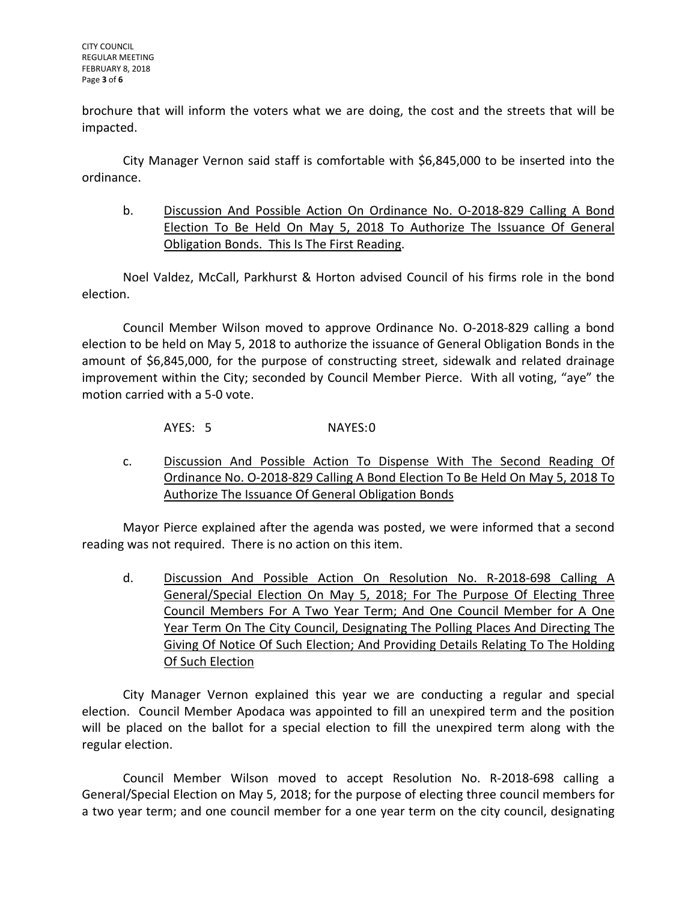brochure that will inform the voters what we are doing, the cost and the streets that will be impacted.

City Manager Vernon said staff is comfortable with $6,845,000 to be inserted into the ordinance.

b. <u>Discussion And Possible Action On Ordinance No. O-2018-829 Calling A Bond Election To Be Held On May 5, 2018 To Authorize The Issuance Of General Obligation Bonds. This Is The First Reading</u>.

Noel Valdez, McCall, Parkhurst & Horton advised Council of his firms role in the bond election.

Council Member Wilson moved to approve Ordinance No. O-2018-829 calling a bond election to be held on May 5, 2018 to authorize the issuance of General Obligation Bonds in the amount of $6,845,000, for the purpose of constructing street, sidewalk and related drainage improvement within the City; seconded by Council Member Pierce. With all voting, "aye" the motion carried with a 5-0 vote.

AYES: 5 NAYES:0

c. <u>Discussion And Possible Action To Dispense With The Second Reading Of Ordinance No. O-2018-829 Calling A Bond Election To Be Held On May 5, 2018 To Authorize The Issuance Of General Obligation Bonds</u>

Mayor Pierce explained after the agenda was posted, we were informed that a second reading was not required. There is no action on this item.

d. <u>Discussion And Possible Action On Resolution No. R-2018-698 Calling A General/Special Election On May 5, 2018; For The Purpose Of Electing Three Council Members For A Two Year Term; And One Council Member for A One Year Term On The City Council, Designating The Polling Places And Directing The Giving Of Notice Of Such Election; And Providing Details Relating To The Holding Of Such Election</u>

City Manager Vernon explained this year we are conducting a regular and special election. Council Member Apodaca was appointed to fill an unexpired term and the position will be placed on the ballot for a special election to fill the unexpired term along with the regular election.

Council Member Wilson moved to accept Resolution No. R-2018-698 calling a General/Special Election on May 5, 2018; for the purpose of electing three council members for a two year term; and one council member for a one year term on the city council, designating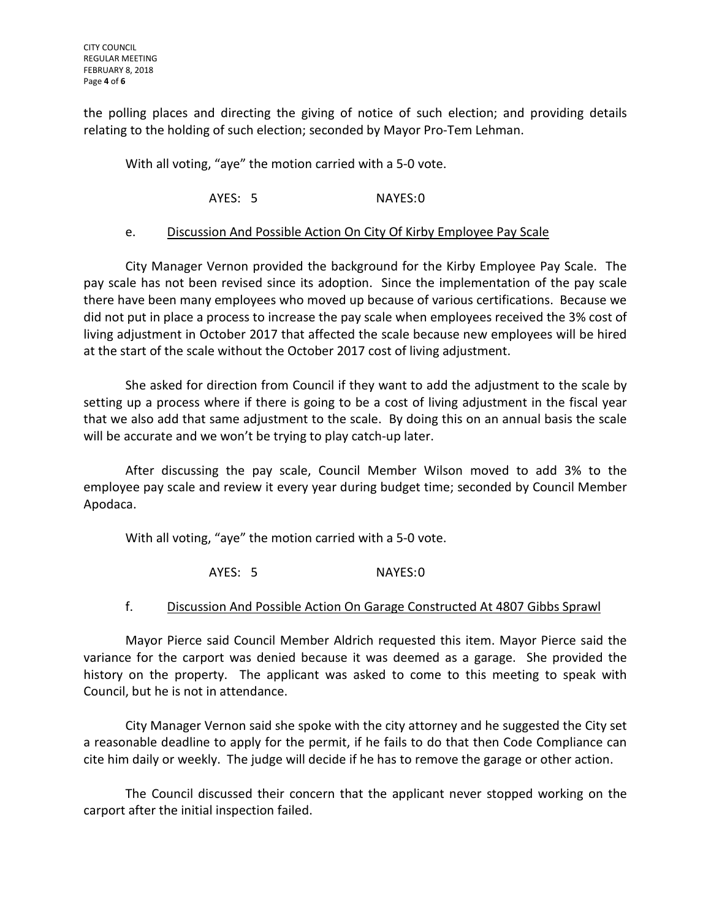the polling places and directing the giving of notice of such election; and providing details relating to the holding of such election; seconded by Mayor Pro-Tem Lehman.

With all voting, "aye" the motion carried with a 5-0 vote.

AYES: 5 NAYES:0

e. Discussion And Possible Action On City Of Kirby Employee Pay Scale

City Manager Vernon provided the background for the Kirby Employee Pay Scale. The pay scale has not been revised since its adoption. Since the implementation of the pay scale there have been many employees who moved up because of various certifications. Because we did not put in place a process to increase the pay scale when employees received the 3% cost of living adjustment in October 2017 that affected the scale because new employees will be hired at the start of the scale without the October 2017 cost of living adjustment.

She asked for direction from Council if they want to add the adjustment to the scale by setting up a process where if there is going to be a cost of living adjustment in the fiscal year that we also add that same adjustment to the scale. By doing this on an annual basis the scale will be accurate and we won't be trying to play catch-up later.

After discussing the pay scale, Council Member Wilson moved to add 3% to the employee pay scale and review it every year during budget time; seconded by Council Member Apodaca.

With all voting, "aye" the motion carried with a 5-0 vote.

AYES: 5 NAYES:0

f. Discussion And Possible Action On Garage Constructed At 4807 Gibbs Sprawl

Mayor Pierce said Council Member Aldrich requested this item. Mayor Pierce said the variance for the carport was denied because it was deemed as a garage. She provided the history on the property. The applicant was asked to come to this meeting to speak with Council, but he is not in attendance.

City Manager Vernon said she spoke with the city attorney and he suggested the City set a reasonable deadline to apply for the permit, if he fails to do that then Code Compliance can cite him daily or weekly. The judge will decide if he has to remove the garage or other action.

The Council discussed their concern that the applicant never stopped working on the carport after the initial inspection failed.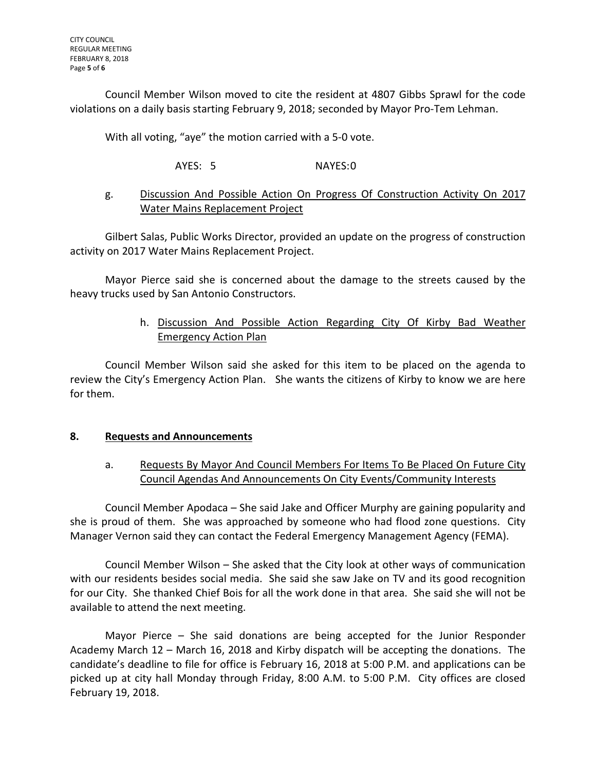Council Member Wilson moved to cite the resident at 4807 Gibbs Sprawl for the code violations on a daily basis starting February 9, 2018; seconded by Mayor Pro-Tem Lehman.

With all voting, "aye" the motion carried with a 5-0 vote.

AYES: 5 NAYES:0

g. Discussion And Possible Action On Progress Of Construction Activity On 2017 Water Mains Replacement Project

Gilbert Salas, Public Works Director, provided an update on the progress of construction activity on 2017 Water Mains Replacement Project.

Mayor Pierce said she is concerned about the damage to the streets caused by the heavy trucks used by San Antonio Constructors.

h. Discussion And Possible Action Regarding City Of Kirby Bad Weather Emergency Action Plan

Council Member Wilson said she asked for this item to be placed on the agenda to review the City's Emergency Action Plan. She wants the citizens of Kirby to know we are here for them.

## 8. Requests and Announcements

a. Requests By Mayor And Council Members For Items To Be Placed On Future City Council Agendas And Announcements On City Events/Community Interests

Council Member Apodaca – She said Jake and Officer Murphy are gaining popularity and she is proud of them. She was approached by someone who had flood zone questions. City Manager Vernon said they can contact the Federal Emergency Management Agency (FEMA).

Council Member Wilson – She asked that the City look at other ways of communication with our residents besides social media. She said she saw Jake on TV and its good recognition for our City. She thanked Chief Bois for all the work done in that area. She said she will not be available to attend the next meeting.

Mayor Pierce – She said donations are being accepted for the Junior Responder Academy March 12 – March 16, 2018 and Kirby dispatch will be accepting the donations. The candidate's deadline to file for office is February 16, 2018 at 5:00 P.M. and applications can be picked up at city hall Monday through Friday, 8:00 A.M. to 5:00 P.M. City offices are closed February 19, 2018.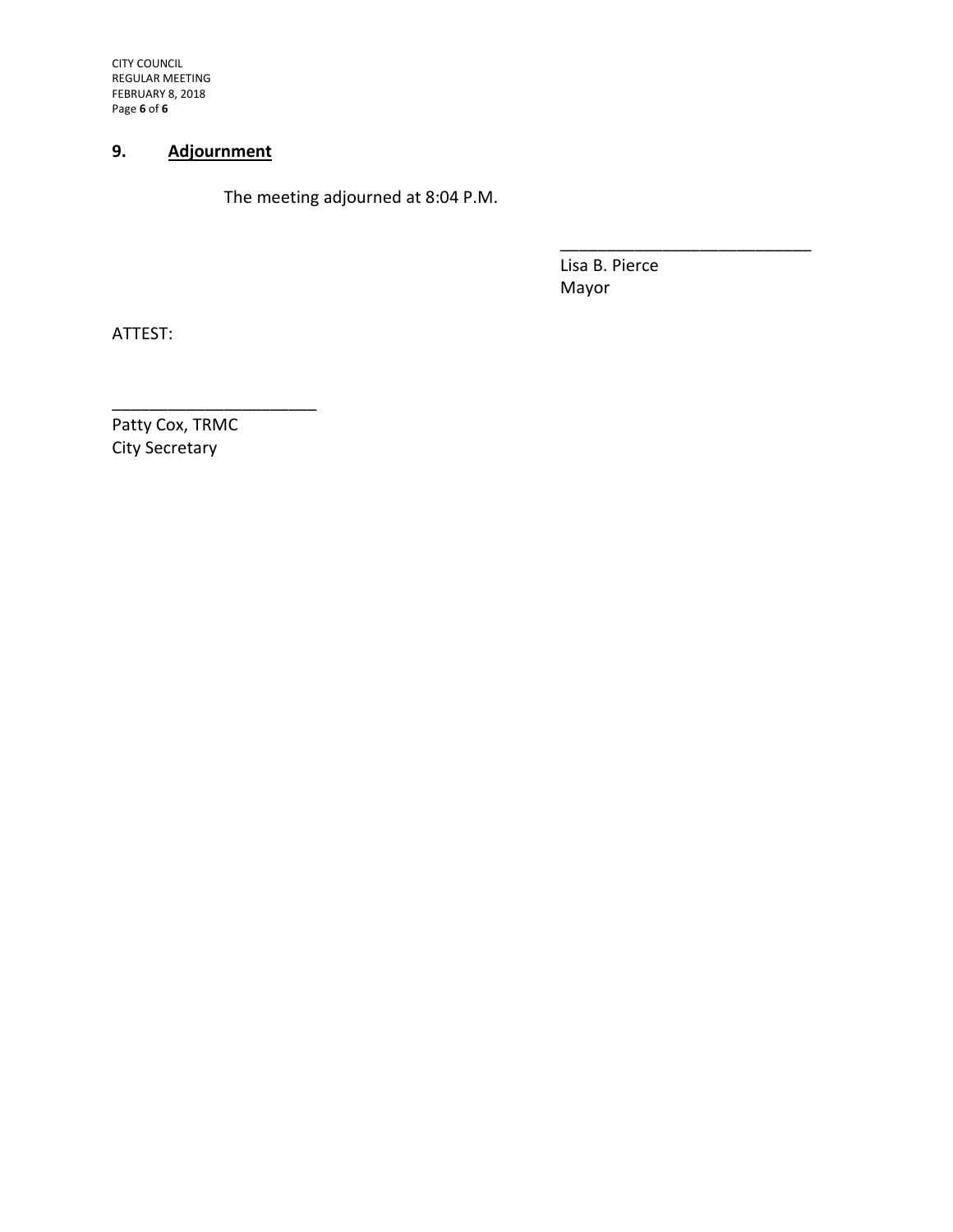## 9. Adjournment

The meeting adjourned at 8:04 P.M.

___________________________
Lisa B. Pierce
Mayor

ATTEST:

______________________
Patty Cox, TRMC
City Secretary